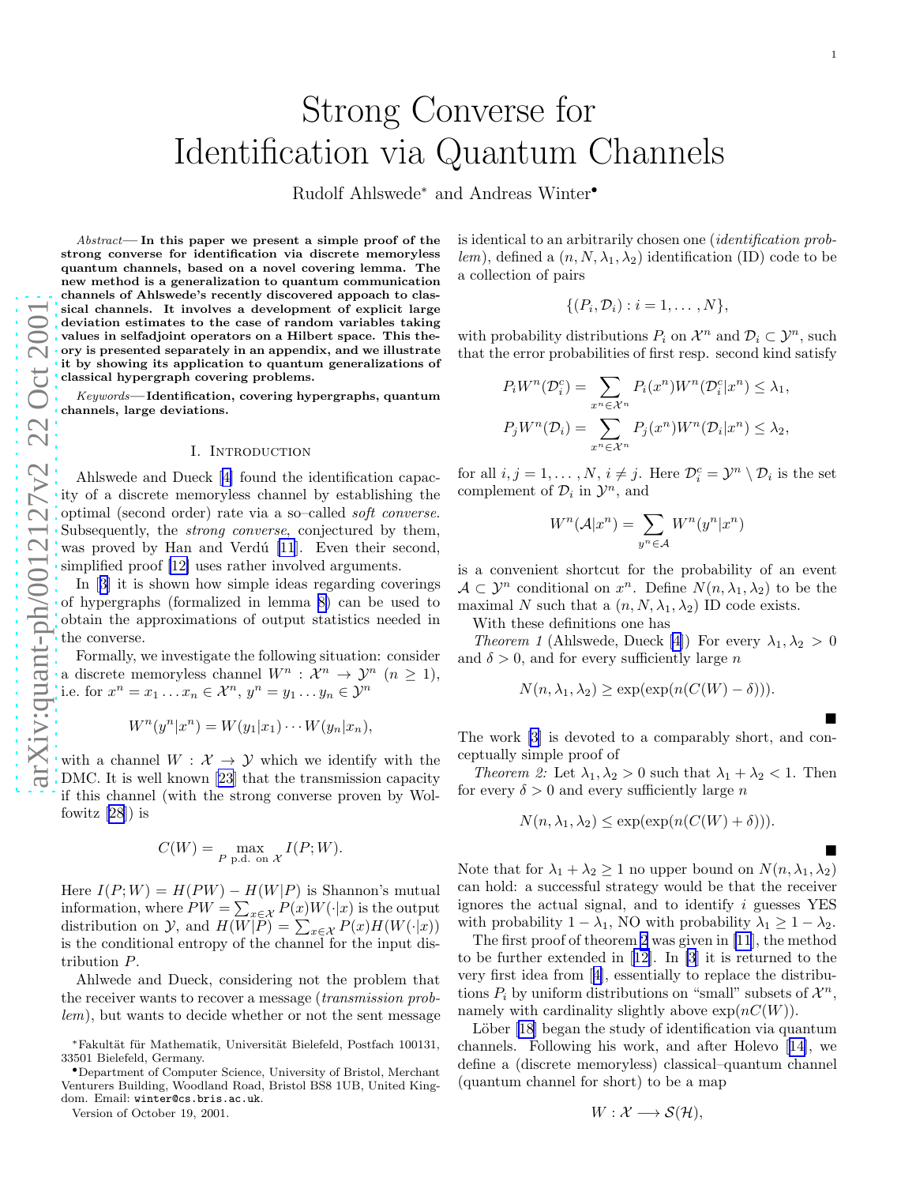# Strong Converse for Identification via Quantum Channels

Rudolf Ahlswede* and Andreas Winter•

*Abstract*— **In this paper we present a simple proof of the strong converse for identification via discrete memoryless quantum channels, based on a novel covering lemma. The new method is a generalization to quantum communication channels of Ahlswede's recently discovered appoach to classical channels. It involves a development of explicit large deviation estimates to the case of random variables taking values in selfadjoint operators on a Hilbert space. This theory is presented separately in an appendix, and we illustrate it by showing its application to quantum generalizations of classical hypergraph covering problems.**

*Keywords*—**Identification, covering hypergraphs, quantum channels, large deviations.**

## I. Introduction

Ahlswede and Dueck [4] found the identification capacity of a discrete memoryless channel by establishing the optimal (second order) rate via a so–called *soft converse*. Subsequently, the *strong converse*, conjectured by them, was proved by Han and Verdú [11]. Even their second, simplified proof [12] uses rather involved arguments.

In [3] it is shown how simple ideas regarding coverings of hypergraphs (formalized in lemma 8) can be used to obtain the approximations of output statistics needed in the converse.

Formally, we investigate the following situation: consider a discrete memoryless channel $W^n : \mathcal{X}^n \to \mathcal{Y}^n$ ($n \geq 1$), i.e. for $x^n = x_1 \ldots x_n \in \mathcal{X}^n$, $y^n = y_1 \ldots y_n \in \mathcal{Y}^n$

$$W^n(y^n|x^n) = W(y_1|x_1) \cdots W(y_n|x_n),$$

with a channel $W : \mathcal{X} \to \mathcal{Y}$ which we identify with the DMC. It is well known [23] that the transmission capacity if this channel (with the strong converse proven by Wolfowitz [28]) is

$$C(W) = \max_{P \text{ p.d. on } \mathcal{X}} I(P; W).$$

Here $I(P; W) = H(PW) - H(W|P)$ is Shannon's mutual information, where $PW = \sum_{x \in \mathcal{X}} P(x)W(\cdot|x)$ is the output distribution on $\mathcal{Y}$, and $H(W|P) = \sum_{x \in \mathcal{X}} P(x)H(W(\cdot|x))$ is the conditional entropy of the channel for the input distribution $P$.

Ahlwede and Dueck, considering not the problem that the receiver wants to recover a message (*transmission problem*), but wants to decide whether or not the sent message is identical to an arbitrarily chosen one (*identification problem*), defined a $(n, N, \lambda_1, \lambda_2)$ identification (ID) code to be a collection of pairs

$$\{(P_i, \mathcal{D}_i) : i = 1, \ldots, N\},$$

with probability distributions $P_i$ on $\mathcal{X}^n$ and $\mathcal{D}_i \subset \mathcal{Y}^n$, such that the error probabilities of first resp. second kind satisfy

$$P_i W^n(\mathcal{D}_i^c) = \sum_{x^n \in \mathcal{X}^n} P_i(x^n) W^n(\mathcal{D}_i^c|x^n) \leq \lambda_1,$$

$$P_j W^n(\mathcal{D}_i) = \sum_{x^n \in \mathcal{X}^n} P_j(x^n) W^n(\mathcal{D}_i|x^n) \leq \lambda_2,$$

for all $i, j = 1, \ldots, N$, $i \neq j$. Here $\mathcal{D}_i^c = \mathcal{Y}^n \setminus \mathcal{D}_i$ is the set complement of $\mathcal{D}_i$ in $\mathcal{Y}^n$, and

$$W^n(\mathcal{A}|x^n) = \sum_{y^n \in \mathcal{A}} W^n(y^n|x^n)$$

is a convenient shortcut for the probability of an event $\mathcal{A} \subset \mathcal{Y}^n$ conditional on $x^n$. Define $N(n, \lambda_1, \lambda_2)$ to be the maximal $N$ such that a $(n, N, \lambda_1, \lambda_2)$ ID code exists.

With these definitions one has

*Theorem 1* (Ahlswede, Dueck [4]) For every $\lambda_1, \lambda_2 > 0$ and $\delta > 0$, and for every sufficiently large $n$

$$N(n, \lambda_1, \lambda_2) \geq \exp(\exp(n(C(W) - \delta))).$$

■

The work [3] is devoted to a comparably short, and conceptually simple proof of

*Theorem 2:* Let $\lambda_1, \lambda_2 > 0$ such that $\lambda_1 + \lambda_2 < 1$. Then for every $\delta > 0$ and every sufficiently large $n$

$$N(n, \lambda_1, \lambda_2) \leq \exp(\exp(n(C(W) + \delta))).$$

■

Note that for $\lambda_1 + \lambda_2 \geq 1$ no upper bound on $N(n, \lambda_1, \lambda_2)$ can hold: a successful strategy would be that the receiver ignores the actual signal, and to identify $i$ guesses YES with probability $1 - \lambda_1$, NO with probability $\lambda_1 \geq 1 - \lambda_2$.

The first proof of theorem 2 was given in [11], the method to be further extended in [12]. In [3] it is returned to the very first idea from [4], essentially to replace the distributions $P_i$ by uniform distributions on "small" subsets of $\mathcal{X}^n$, namely with cardinality slightly above $\exp(nC(W))$.

Löber [18] began the study of identification via quantum channels. Following his work, and after Holevo [14], we define a (discrete memoryless) classical–quantum channel (quantum channel for short) to be a map

$$W : \mathcal{X} \longrightarrow \mathcal{S}(\mathcal{H}),$$

---

*Fakultät für Mathematik, Universität Bielefeld, Postfach 100131, 33501 Bielefeld, Germany.

•Department of Computer Science, University of Bristol, Merchant Venturers Building, Woodland Road, Bristol BS8 1UB, United Kingdom. Email: winter@cs.bris.ac.uk.

Version of October 19, 2001.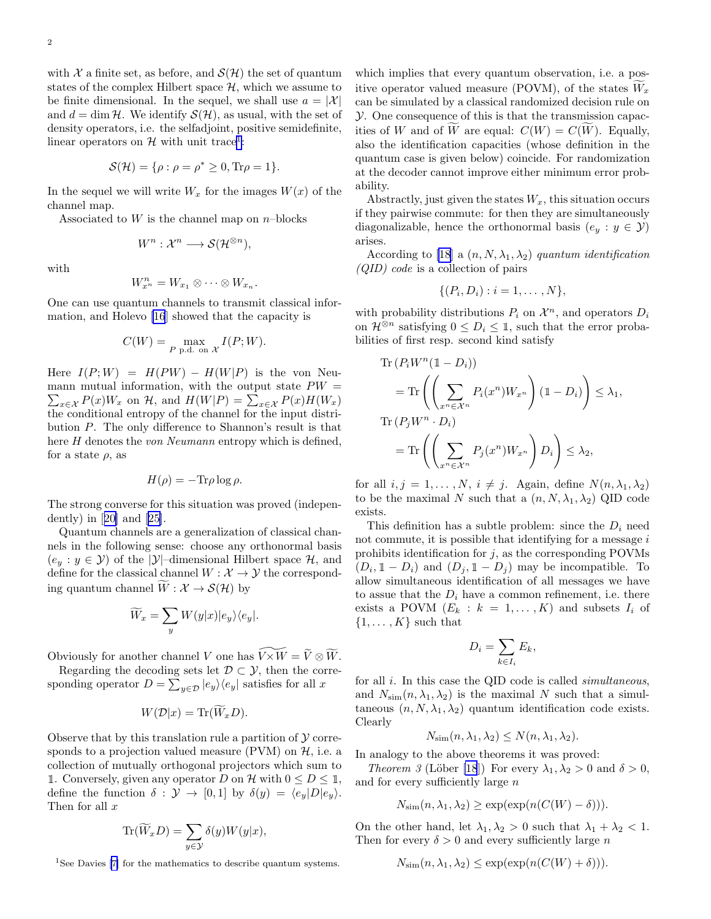with $\mathcal{X}$ a finite set, as before, and $\mathcal{S}(\mathcal{H})$ the set of quantum states of the complex Hilbert space $\mathcal{H}$, which we assume to be finite dimensional. In the sequel, we shall use $a = |\mathcal{X}|$ and $d = \dim \mathcal{H}$. We identify $\mathcal{S}(\mathcal{H})$, as usual, with the set of density operators, i.e. the selfadjoint, positive semidefinite, linear operators on $\mathcal{H}$ with unit trace[1]:

$$\mathcal{S}(\mathcal{H}) = \{\rho : \rho = \rho^* \geq 0, \mathrm{Tr}\rho = 1\}.$$

In the sequel we will write $W_x$ for the images $W(x)$ of the channel map.

Associated to $W$ is the channel map on $n$–blocks

$$W^n : \mathcal{X}^n \longrightarrow \mathcal{S}(\mathcal{H}^{\otimes n}),$$

with

$$W^n_{x^n} = W_{x_1} \otimes \cdots \otimes W_{x_n}.$$

One can use quantum channels to transmit classical information, and Holevo [16] showed that the capacity is

$$C(W) = \max_{P \text{ p.d. on } \mathcal{X}} I(P; W).$$

Here $I(P;W) = H(PW) - H(W|P)$ is the von Neumann mutual information, with the output state $PW = \sum_{x\in\mathcal{X}} P(x)W_x$ on $\mathcal{H}$, and $H(W|P) = \sum_{x\in\mathcal{X}} P(x)H(W_x)$ the conditional entropy of the channel for the input distribution $P$. The only difference to Shannon's result is that here $H$ denotes the *von Neumann* entropy which is defined, for a state $\rho$, as

$$H(\rho) = -\mathrm{Tr}\rho \log \rho.$$

The strong converse for this situation was proved (independently) in [20] and [25].

Quantum channels are a generalization of classical channels in the following sense: choose any orthonormal basis $(e_y : y \in \mathcal{Y})$ of the $|\mathcal{Y}|$–dimensional Hilbert space $\mathcal{H}$, and define for the classical channel $W : \mathcal{X} \to \mathcal{Y}$ the corresponding quantum channel $\widetilde{W} : \mathcal{X} \to \mathcal{S}(\mathcal{H})$ by

$$\widetilde{W}_x = \sum_y W(y|x)|e_y\rangle\langle e_y|.$$

Obviously for another channel $V$ one has $\widetilde{V \times W} = \widetilde{V} \otimes \widetilde{W}$.

Regarding the decoding sets let $\mathcal{D} \subset \mathcal{Y}$, then the corresponding operator $D = \sum_{y\in\mathcal{D}} |e_y\rangle\langle e_y|$ satisfies for all $x$

$$W(\mathcal{D}|x) = \mathrm{Tr}(\widetilde{W}_x D).$$

Observe that by this translation rule a partition of $\mathcal{Y}$ corresponds to a projection valued measure (PVM) on $\mathcal{H}$, i.e. a collection of mutually orthogonal projectors which sum to $\mathbb{1}$. Conversely, given any operator $D$ on $\mathcal{H}$ with $0 \leq D \leq \mathbb{1}$, define the function $\delta : \mathcal{Y} \to [0, 1]$ by $\delta(y) = \langle e_y|D|e_y\rangle$. Then for all $x$

$$\mathrm{Tr}(\widetilde{W}_x D) = \sum_{y\in\mathcal{Y}} \delta(y)W(y|x),$$

which implies that every quantum observation, i.e. a positive operator valued measure (POVM), of the states $\widetilde{W}_x$ can be simulated by a classical randomized decision rule on $\mathcal{Y}$. One consequence of this is that the transmission capacities of $W$ and of $\widetilde{W}$ are equal: $C(W) = C(\widetilde{W})$. Equally, also the identification capacities (whose definition in the quantum case is given below) coincide. For randomization at the decoder cannot improve either minimum error probability.

Abstractly, just given the states $W_x$, this situation occurs if they pairwise commute: for then they are simultaneously diagonalizable, hence the orthonormal basis $(e_y : y \in \mathcal{Y})$ arises.

According to [18] a $(n, N, \lambda_1, \lambda_2)$ *quantum identification (QID) code* is a collection of pairs

$$\{(P_i, D_i) : i = 1, \ldots, N\},$$

with probability distributions $P_i$ on $\mathcal{X}^n$, and operators $D_i$ on $\mathcal{H}^{\otimes n}$ satisfying $0 \leq D_i \leq \mathbb{1}$, such that the error probabilities of first resp. second kind satisfy

$$\begin{aligned}
&\mathrm{Tr}\left(P_i W^n(\mathbb{1} - D_i)\right) \\
&\quad = \mathrm{Tr}\left(\left(\sum_{x^n\in\mathcal{X}^n} P_i(x^n)W_{x^n}\right)(\mathbb{1} - D_i)\right) \leq \lambda_1, \\
&\mathrm{Tr}\left(P_j W^n \cdot D_i\right) \\
&\quad = \mathrm{Tr}\left(\left(\sum_{x^n\in\mathcal{X}^n} P_j(x^n)W_{x^n}\right) D_i\right) \leq \lambda_2,
\end{aligned}$$

for all $i, j = 1, \ldots, N$, $i \neq j$. Again, define $N(n, \lambda_1, \lambda_2)$ to be the maximal $N$ such that a $(n, N, \lambda_1, \lambda_2)$ QID code exists.

This definition has a subtle problem: since the $D_i$ need not commute, it is possible that identifying for a message $i$ prohibits identification for $j$, as the corresponding POVMs $(D_i, \mathbb{1} - D_i)$ and $(D_j, \mathbb{1} - D_j)$ may be incompatible. To allow simultaneous identification of all messages we have to assue that the $D_i$ have a common refinement, i.e. there exists a POVM $(E_k : k = 1, \ldots, K)$ and subsets $I_i$ of $\{1, \ldots, K\}$ such that

$$D_i = \sum_{k\in I_i} E_k,$$

for all $i$. In this case the QID code is called *simultaneous*, and $N_{\mathrm{sim}}(n, \lambda_1, \lambda_2)$ is the maximal $N$ such that a simultaneous $(n, N, \lambda_1, \lambda_2)$ quantum identification code exists. Clearly

$$N_{\mathrm{sim}}(n, \lambda_1, \lambda_2) \leq N(n, \lambda_1, \lambda_2).$$

In analogy to the above theorems it was proved:

*Theorem 3* (Löber [18]) For every $\lambda_1, \lambda_2 > 0$ and $\delta > 0$, and for every sufficiently large $n$

$$N_{\mathrm{sim}}(n, \lambda_1, \lambda_2) \geq \exp(\exp(n(C(W) - \delta))).$$

On the other hand, let $\lambda_1, \lambda_2 > 0$ such that $\lambda_1 + \lambda_2 < 1$. Then for every $\delta > 0$ and every sufficiently large $n$

$$N_{\mathrm{sim}}(n, \lambda_1, \lambda_2) \leq \exp(\exp(n(C(W) + \delta))).$$

[1] See Davies [7] for the mathematics to describe quantum systems.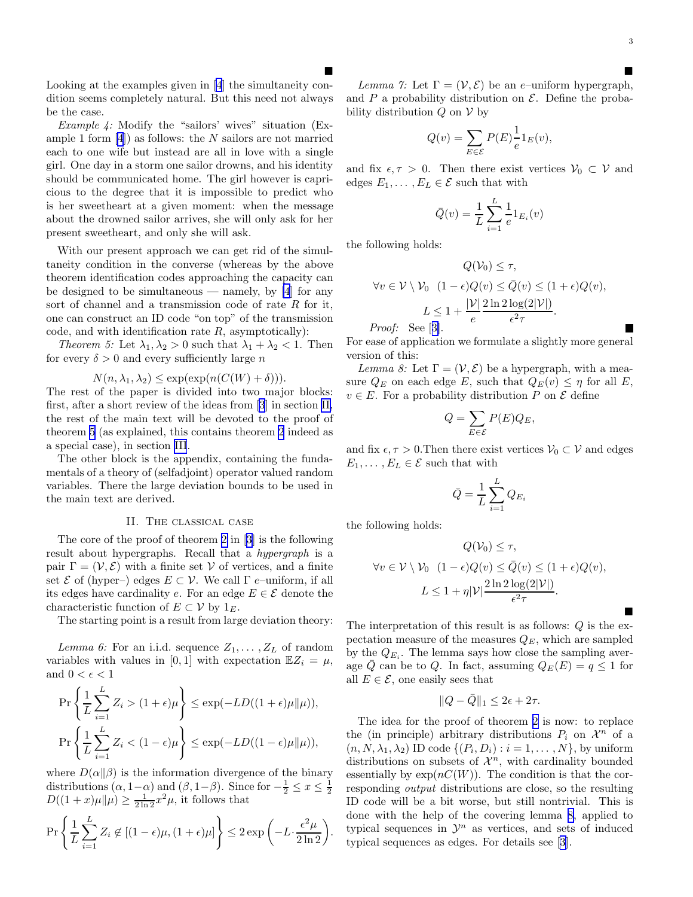■

Looking at the examples given in [4] the simultaneity condition seems completely natural. But this need not always be the case.

*Example 4:* Modify the "sailors' wives" situation (Example 1 form [4]) as follows: the $N$ sailors are not married each to one wife but instead are all in love with a single girl. One day in a storm one sailor drowns, and his identity should be communicated home. The girl however is capricious to the degree that it is impossible to predict who is her sweetheart at a given moment: when the message about the drowned sailor arrives, she will only ask for her present sweetheart, and only she will ask.

With our present approach we can get rid of the simultaneity condition in the converse (whereas by the above theorem identification codes approaching the capacity can be designed to be simultaneous — namely, by [4] for any sort of channel and a transmission code of rate $R$ for it, one can construct an ID code "on top" of the transmission code, and with identification rate $R$, asymptotically):

*Theorem 5:* Let $\lambda_1, \lambda_2 > 0$ such that $\lambda_1 + \lambda_2 < 1$. Then for every $\delta > 0$ and every sufficiently large $n$

$$N(n, \lambda_1, \lambda_2) \leq \exp(\exp(n(C(W) + \delta))).$$

The rest of the paper is divided into two major blocks: first, after a short review of the ideas from [3] in section II, the rest of the main text will be devoted to the proof of theorem 5 (as explained, this contains theorem 2 indeed as a special case), in section III.

The other block is the appendix, containing the fundamentals of a theory of (selfadjoint) operator valued random variables. There the large deviation bounds to be used in the main text are derived.

## II. The classical case

The core of the proof of theorem 2 in [3] is the following result about hypergraphs. Recall that a *hypergraph* is a pair $\Gamma = (\mathcal{V}, \mathcal{E})$ with a finite set $\mathcal{V}$ of vertices, and a finite set $\mathcal{E}$ of (hyper–) edges $E \subset \mathcal{V}$. We call $\Gamma$ $e$–uniform, if all its edges have cardinality $e$. For an edge $E \in \mathcal{E}$ denote the characteristic function of $E \subset \mathcal{V}$ by $1_E$.

The starting point is a result from large deviation theory:

*Lemma 6:* For an i.i.d. sequence $Z_1, \ldots, Z_L$ of random variables with values in $[0, 1]$ with expectation $\mathbb{E}Z_i = \mu$, and $0 < \epsilon < 1$

$$\Pr\left\{\frac{1}{L}\sum_{i=1}^{L} Z_i > (1+\epsilon)\mu\right\} \leq \exp(-LD((1+\epsilon)\mu\|\mu)),$$

$$\Pr\left\{\frac{1}{L}\sum_{i=1}^{L} Z_i < (1-\epsilon)\mu\right\} \leq \exp(-LD((1-\epsilon)\mu\|\mu)),$$

where $D(\alpha\|\beta)$ is the information divergence of the binary distributions $(\alpha, 1-\alpha)$ and $(\beta, 1-\beta)$. Since for $-\frac{1}{2} \leq x \leq \frac{1}{2}$ $D((1+x)\mu\|\mu) \geq \frac{1}{2\ln 2}x^2\mu$, it follows that

$$\Pr\left\{\frac{1}{L}\sum_{i=1}^{L} Z_i \notin [(1-\epsilon)\mu, (1+\epsilon)\mu]\right\} \leq 2\exp\left(-L \cdot \frac{\epsilon^2\mu}{2\ln 2}\right).$$

■

*Lemma 7:* Let $\Gamma = (\mathcal{V}, \mathcal{E})$ be an $e$–uniform hypergraph, and $P$ a probability distribution on $\mathcal{E}$. Define the probability distribution $Q$ on $\mathcal{V}$ by

$$Q(v) = \sum_{E \in \mathcal{E}} P(E)\frac{1}{e}1_E(v),$$

and fix $\epsilon, \tau > 0$. Then there exist vertices $\mathcal{V}_0 \subset \mathcal{V}$ and edges $E_1, \ldots, E_L \in \mathcal{E}$ such that with

$$\bar{Q}(v) = \frac{1}{L}\sum_{i=1}^{L}\frac{1}{e}1_{E_i}(v)$$

the following holds:

$$Q(\mathcal{V}_0) \leq \tau,$$

$$\forall v \in \mathcal{V} \setminus \mathcal{V}_0 \quad (1-\epsilon)Q(v) \leq \bar{Q}(v) \leq (1+\epsilon)Q(v),$$

$$L \leq 1 + \frac{|\mathcal{V}|}{e}\frac{2\ln 2\log(2|\mathcal{V}|)}{\epsilon^2\tau}.$$

*Proof:* See [3]. ■

For ease of application we formulate a slightly more general version of this:

*Lemma 8:* Let $\Gamma = (\mathcal{V}, \mathcal{E})$ be a hypergraph, with a measure $Q_E$ on each edge $E$, such that $Q_E(v) \leq \eta$ for all $E$, $v \in E$. For a probability distribution $P$ on $\mathcal{E}$ define

$$Q = \sum_{E \in \mathcal{E}} P(E)Q_E,$$

and fix $\epsilon, \tau > 0$.Then there exist vertices $\mathcal{V}_0 \subset \mathcal{V}$ and edges $E_1, \ldots, E_L \in \mathcal{E}$ such that with

$$\bar{Q} = \frac{1}{L}\sum_{i=1}^{L} Q_{E_i}$$

the following holds:

$$Q(\mathcal{V}_0) \leq \tau,$$

$$\forall v \in \mathcal{V} \setminus \mathcal{V}_0 \quad (1-\epsilon)Q(v) \leq \bar{Q}(v) \leq (1+\epsilon)Q(v),$$

$$L \leq 1 + \eta|\mathcal{V}|\frac{2\ln 2\log(2|\mathcal{V}|)}{\epsilon^2\tau}.$$

■

The interpretation of this result is as follows: $Q$ is the expectation measure of the measures $Q_E$, which are sampled by the $Q_{E_i}$. The lemma says how close the sampling average $\bar{Q}$ can be to $Q$. In fact, assuming $Q_E(E) = q \leq 1$ for all $E \in \mathcal{E}$, one easily sees that

$$\|Q - \bar{Q}\|_1 \leq 2\epsilon + 2\tau.$$

The idea for the proof of theorem 2 is now: to replace the (in principle) arbitrary distributions $P_i$ on $\mathcal{X}^n$ of a $(n, N, \lambda_1, \lambda_2)$ ID code $\{(P_i, D_i) : i = 1, \ldots, N\}$, by uniform distributions on subsets of $\mathcal{X}^n$, with cardinality bounded essentially by $\exp(nC(W))$. The condition is that the corresponding *output* distributions are close, so the resulting ID code will be a bit worse, but still nontrivial. This is done with the help of the covering lemma 8, applied to typical sequences in $\mathcal{Y}^n$ as vertices, and sets of induced typical sequences as edges. For details see [3].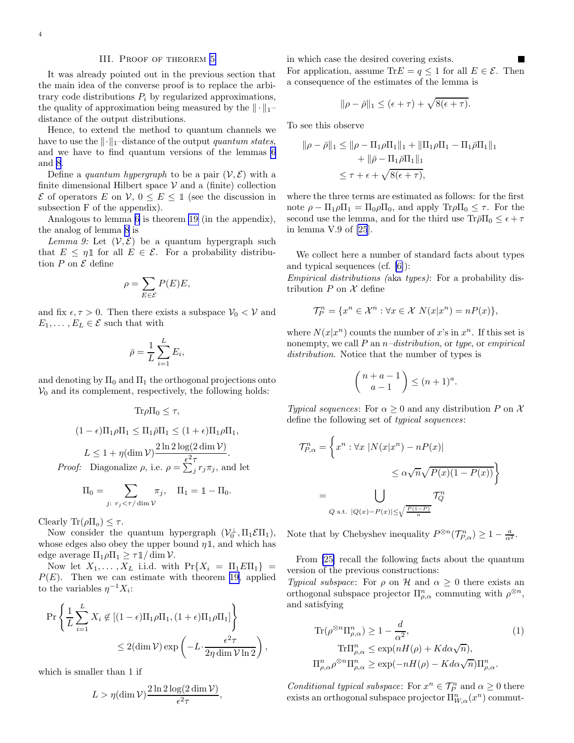## III. Proof of theorem 5

It was already pointed out in the previous section that the main idea of the converse proof is to replace the arbitrary code distributions $P_i$ by regularized approximations, the quality of approximation being measured by the $\|\cdot\|_1$–distance of the output distributions.

Hence, to extend the method to quantum channels we have to use the $\|\cdot\|_1$–distance of the output *quantum states*, and we have to find quantum versions of the lemmas 6 and 8.

Define a *quantum hypergraph* to be a pair $(\mathcal{V}, \mathcal{E})$ with a finite dimensional Hilbert space $\mathcal{V}$ and a (finite) collection $\mathcal{E}$ of operators $E$ on $\mathcal{V}$, $0 \leq E \leq \mathbb{1}$ (see the discussion in subsection F of the appendix).

Analogous to lemma 6 is theorem 19 (in the appendix), the analog of lemma 8 is

*Lemma 9:* Let $(\mathcal{V}, \mathcal{E})$ be a quantum hypergraph such that $E \leq \eta \mathbb{1}$ for all $E \in \mathcal{E}$. For a probability distribution $P$ on $\mathcal{E}$ define

$$\rho = \sum_{E \in \mathcal{E}} P(E) E,$$

and fix $\epsilon, \tau > 0$. Then there exists a subspace $\mathcal{V}_0 < \mathcal{V}$ and $E_1, \ldots, E_L \in \mathcal{E}$ such that with

$$\bar{\rho} = \frac{1}{L} \sum_{i=1}^{L} E_i,$$

and denoting by $\Pi_0$ and $\Pi_1$ the orthogonal projections onto $\mathcal{V}_0$ and its complement, respectively, the following holds:

$$\mathrm{Tr}\rho\Pi_0 \leq \tau,$$

$$(1-\epsilon)\Pi_1\rho\Pi_1 \leq \Pi_1\bar{\rho}\Pi_1 \leq (1+\epsilon)\Pi_1\rho\Pi_1,$$

$$L \leq 1 + \eta(\dim\mathcal{V})\frac{2\ln 2 \log(2\dim\mathcal{V})}{\epsilon^2\tau}.$$

*Proof:* Diagonalize $\rho$, i.e. $\rho = \sum_j r_j \pi_j$, and let

$$\Pi_0 = \sum_{j:\ r_j < \tau/\dim\mathcal{V}} \pi_j, \quad \Pi_1 = \mathbb{1} - \Pi_0.$$

Clearly $\mathrm{Tr}(\rho\Pi_o) \leq \tau$.

Now consider the quantum hypergraph $(\mathcal{V}_0^\perp, \Pi_1\mathcal{E}\Pi_1)$, whose edges also obey the upper bound $\eta\mathbb{1}$, and which has edge average $\Pi_1\rho\Pi_1 \geq \tau\mathbb{1}/\dim\mathcal{V}$.

Now let $X_1, \ldots, X_L$ i.i.d. with $\Pr\{X_i = \Pi_1 E \Pi_1\} = P(E)$. Then we can estimate with theorem 19, applied to the variables $\eta^{-1}X_i$:

$$\Pr\left\{\frac{1}{L}\sum_{i=1}^{L} X_i \notin [(1-\epsilon)\Pi_1\rho\Pi_1, (1+\epsilon)\Pi_1\rho\Pi_1]\right\}$$
$$\leq 2(\dim\mathcal{V})\exp\left(-L\cdot\frac{\epsilon^2\tau}{2\eta\dim\mathcal{V}\ln 2}\right),$$

which is smaller than 1 if

$$L > \eta(\dim\mathcal{V})\frac{2\ln 2\log(2\dim\mathcal{V})}{\epsilon^2\tau},$$

in which case the desired covering exists. ■

For application, assume $\mathrm{Tr}E = q \leq 1$ for all $E \in \mathcal{E}$. Then a consequence of the estimates of the lemma is

$$\|\rho - \bar{\rho}\|_1 \leq (\epsilon + \tau) + \sqrt{8(\epsilon+\tau)}.$$

To see this observe

$$\begin{aligned}\|\rho - \bar{\rho}\|_1 &\leq \|\rho - \Pi_1\rho\Pi_1\|_1 + \|\Pi_1\rho\Pi_1 - \Pi_1\bar{\rho}\Pi_1\|_1 \\ &\quad + \|\bar{\rho} - \Pi_1\bar{\rho}\Pi_1\|_1 \\ &\leq \tau + \epsilon + \sqrt{8(\epsilon+\tau)},\end{aligned}$$

where the three terms are estimated as follows: for the first note $\rho - \Pi_1\rho\Pi_1 = \Pi_0\rho\Pi_0$, and apply $\mathrm{Tr}\rho\Pi_0 \leq \tau$. For the second use the lemma, and for the third use $\mathrm{Tr}\bar{\rho}\Pi_0 \leq \epsilon + \tau$ in lemma V.9 of [25].

We collect here a number of standard facts about types and typical sequences (cf. [6]):

*Empirical distributions (aka types)*: For a probability distribution $P$ on $\mathcal{X}$ define

$$\mathcal{T}_P^n = \{x^n \in \mathcal{X}^n : \forall x \in \mathcal{X}\ N(x|x^n) = nP(x)\},$$

where $N(x|x^n)$ counts the number of $x$'s in $x^n$. If this set is nonempty, we call $P$ an $n$*–distribution*, or *type*, or *empirical distribution*. Notice that the number of types is

$$\binom{n+a-1}{a-1} \leq (n+1)^a.$$

*Typical sequences*: For $\alpha \geq 0$ and any distribution $P$ on $\mathcal{X}$ define the following set of *typical sequences*:

$$\begin{aligned}\mathcal{T}_{P,\alpha}^n &= \Big\{x^n : \forall x\ |N(x|x^n) - nP(x)| \\ &\qquad\qquad \leq \alpha\sqrt{n}\sqrt{P(x)(1-P(x))}\Big\} \\ &= \bigcup_{Q \text{ s.t. } |Q(x)-P(x)| \leq \sqrt{\frac{P(1-P)}{n}}} \mathcal{T}_Q^n\end{aligned}$$

Note that by Chebyshev inequality $P^{\otimes n}(\mathcal{T}_{P,\alpha}^n) \geq 1 - \frac{a}{\alpha^2}$.

From [25] recall the following facts about the quantum version of the previous constructions:

*Typical subspace*: For $\rho$ on $\mathcal{H}$ and $\alpha \geq 0$ there exists an orthogonal subspace projector $\Pi_{\rho,\alpha}^n$ commuting with $\rho^{\otimes n}$, and satisfying

$$\begin{aligned}\mathrm{Tr}(\rho^{\otimes n}\Pi_{\rho,\alpha}^n) &\geq 1 - \frac{d}{\alpha^2}, \\ \mathrm{Tr}\Pi_{\rho,\alpha}^n &\leq \exp(nH(\rho) + Kd\alpha\sqrt{n}), \\ \Pi_{\rho,\alpha}^n\rho^{\otimes n}\Pi_{\rho,\alpha}^n &\geq \exp(-nH(\rho) - Kd\alpha\sqrt{n})\Pi_{\rho,\alpha}^n.\end{aligned} \tag{1}$$

*Conditional typical subspace*: For $x^n \in \mathcal{T}_P^n$ and $\alpha \geq 0$ there exists an orthogonal subspace projector $\Pi_{W,\alpha}^n(x^n)$ commut-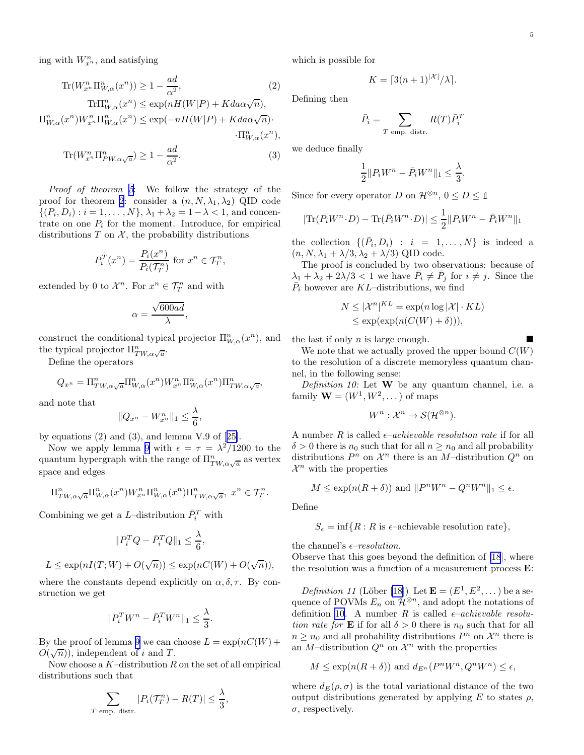ing with $W^n_{x^n}$, and satisfying

$$\mathrm{Tr}(W^n_{x^n}\Pi^n_{W,\alpha}(x^n)) \geq 1 - \frac{ad}{\alpha^2}, \tag{2}$$

$$\mathrm{Tr}\Pi^n_{W,\alpha}(x^n) \leq \exp(nH(W|P) + Kd a\alpha\sqrt{n}),$$

$$\Pi^n_{W,\alpha}(x^n)W^n_{x^n}\Pi^n_{W,\alpha}(x^n) \leq \exp(-nH(W|P) + Kda\alpha\sqrt{n})\cdot \cdot\Pi^n_{W,\alpha}(x^n),$$

$$\mathrm{Tr}(W^n_{x^n}\Pi^n_{PW,\alpha\sqrt{a}}) \geq 1 - \frac{ad}{\alpha^2}. \tag{3}$$

*Proof of theorem 5:* We follow the strategy of the proof for theorem 2: consider a $(n, N, \lambda_1, \lambda_2)$ QID code $\{(P_i, D_i) : i = 1, \dots, N\}$, $\lambda_1 + \lambda_2 = 1 - \lambda < 1$, and concentrate on one $P_i$ for the moment. Introduce, for empirical distributions $T$ on $\mathcal{X}$, the probability distributions

$$P_i^T(x^n) = \frac{P_i(x^n)}{P_i(\mathcal{T}^n_T)} \text{ for } x^n \in \mathcal{T}^n_T,$$

extended by 0 to $\mathcal{X}^n$. For $x^n \in \mathcal{T}^n_T$ and with

$$\alpha = \frac{\sqrt{600ad}}{\lambda},$$

construct the conditional typical projector $\Pi^n_{W,\alpha}(x^n)$, and the typical projector $\Pi^n_{TW,\alpha\sqrt{a}}$.

Define the operators

$$Q_{x^n} = \Pi^n_{TW,\alpha\sqrt{a}}\Pi^n_{W,\alpha}(x^n)W^n_{x^n}\Pi^n_{W,\alpha}(x^n)\Pi^n_{TW,\alpha\sqrt{a}},$$

and note that

$$\|Q_{x^n} - W^n_{x^n}\|_1 \leq \frac{\lambda}{6},$$

by equations (2) and (3), and lemma V.9 of [25].

Now we apply lemma 9 with $\epsilon = \tau = \lambda^2/1200$ to the quantum hypergraph with the range of $\Pi^n_{TW,\alpha\sqrt{a}}$ as vertex space and edges

$$\Pi^n_{TW,\alpha\sqrt{a}}\Pi^n_{W,\alpha}(x^n)W^n_{x^n}\Pi^n_{W,\alpha}(x^n)\Pi^n_{TW,\alpha\sqrt{a}},\ x^n \in \mathcal{T}^n_T.$$

Combining we get a $L$–distribution $\bar{P}_i^T$ with

$$\|P_i^T Q - \bar{P}_i^T Q\|_1 \leq \frac{\lambda}{6},$$

$$L \leq \exp(nI(T;W) + O(\sqrt{n})) \leq \exp(nC(W) + O(\sqrt{n})),$$

where the constants depend explicitly on $\alpha, \delta, \tau$. By construction we get

$$\|P_i^T W^n - \bar{P}_i^T W^n\|_1 \leq \frac{\lambda}{3}.$$

By the proof of lemma 9 we can choose $L = \exp(nC(W) + O(\sqrt{n}))$, independent of $i$ and $T$.

Now choose a $K$–distribution $R$ on the set of all empirical distributions such that

$$\sum_{T \text{ emp. distr.}} |P_i(\mathcal{T}^n_T) - R(T)| \leq \frac{\lambda}{3},$$

which is possible for

$$K = \lceil 3(n+1)^{|\mathcal{X}|}/\lambda \rceil.$$

Defining then

$$\bar{P}_i = \sum_{T \text{ emp. distr.}} R(T)\bar{P}_i^T$$

we deduce finally

$$\frac{1}{2}\|P_i W^n - \bar{P}_i W^n\|_1 \leq \frac{\lambda}{3}.$$

Since for every operator $D$ on $\mathcal{H}^{\otimes n}$, $0 \leq D \leq \mathbb{1}$

$$|\mathrm{Tr}(P_i W^n \cdot D) - \mathrm{Tr}(\bar{P}_i W^n \cdot D)| \leq \frac{1}{2}\|P_i W^n - \bar{P}_i W^n\|_1$$

the collection $\{(\bar{P}_i, D_i) : i = 1, \dots, N\}$ is indeed a $(n, N, \lambda_1 + \lambda/3, \lambda_2 + \lambda/3)$ QID code.

The proof is concluded by two observations: because of $\lambda_1 + \lambda_2 + 2\lambda/3 < 1$ we have $\bar{P}_i \neq \bar{P}_j$ for $i \neq j$. Since the $\bar{P}_i$ however are $KL$–distributions, we find

$$\begin{aligned} N &\leq |\mathcal{X}^n|^{KL} = \exp(n \log|\mathcal{X}| \cdot KL) \\ &\leq \exp(\exp(n(C(W) + \delta))), \end{aligned}$$

the last if only $n$ is large enough. ■

We note that we actually proved the upper bound $C(W)$ to the resolution of a discrete memoryless quantum channel, in the following sense:

*Definition 10:* Let $\mathbf{W}$ be any quantum channel, i.e. a family $\mathbf{W} = (W^1, W^2, \dots)$ of maps

$$W^n : \mathcal{X}^n \to \mathcal{S}(\mathcal{H}^{\otimes n}).$$

A number $R$ is called *$\epsilon$–achievable resolution rate* if for all $\delta > 0$ there is $n_0$ such that for all $n \geq n_0$ and all probability distributions $P^n$ on $\mathcal{X}^n$ there is an $M$–distribution $Q^n$ on $\mathcal{X}^n$ with the properties

$$M \leq \exp(n(R + \delta)) \text{ and } \|P^n W^n - Q^n W^n\|_1 \leq \epsilon.$$

Define

$$S_\epsilon = \inf\{R : R \text{ is } \epsilon\text{–achievable resolution rate}\},$$

the channel's *$\epsilon$–resolution*.

Observe that this goes beyond the definition of [18], where the resolution was a function of a measurement process $\mathbf{E}$:

*Definition 11* (Löber [18]) Let $\mathbf{E} = (E^1, E^2, \dots)$ be a sequence of POVMs $E_n$ on $\mathcal{H}^{\otimes n}$, and adopt the notations of definition 10. A number $R$ is called *$\epsilon$–achievable resolution rate for* $\mathbf{E}$ if for all $\delta > 0$ there is $n_0$ such that for all $n \geq n_0$ and all probability distributions $P^n$ on $\mathcal{X}^n$ there is an $M$–distribution $Q^n$ on $\mathcal{X}^n$ with the properties

$$M \leq \exp(n(R + \delta)) \text{ and } d_{E^n}(P^n W^n, Q^n W^n) \leq \epsilon,$$

where $d_E(\rho, \sigma)$ is the total variational distance of the two output distributions generated by applying $E$ to states $\rho$, $\sigma$, respectively.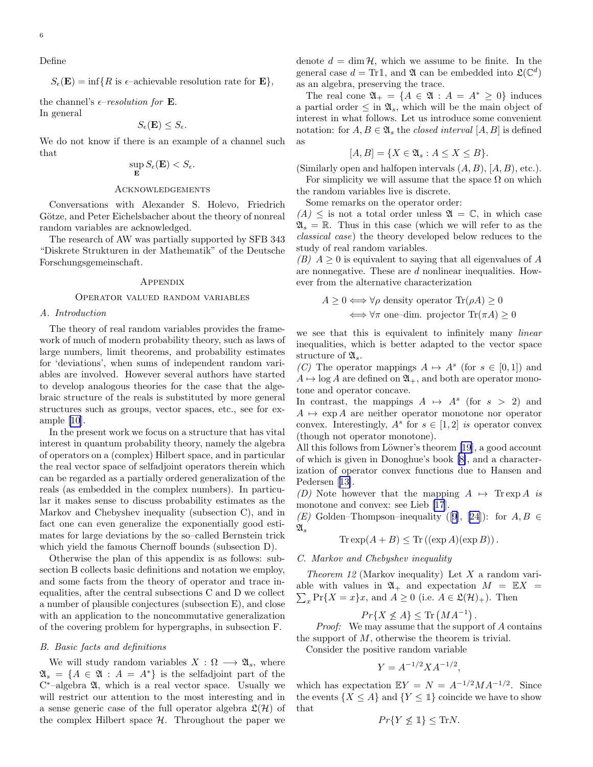Define

$$S_\epsilon(\mathbf{E}) = \inf\{R \text{ is } \epsilon\text{–achievable resolution rate for } \mathbf{E}\},$$

the channel's *$\epsilon$–resolution for* $\mathbf{E}$.
In general

$$S_\epsilon(\mathbf{E}) \leq S_\epsilon.$$

We do not know if there is an example of a channel such that

$$\sup_{\mathbf{E}} S_\epsilon(\mathbf{E}) < S_\epsilon.$$

## Acknowledgements

Conversations with Alexander S. Holevo, Friedrich Götze, and Peter Eichelsbacher about the theory of nonreal random variables are acknowledged.

The research of AW was partially supported by SFB 343 "Diskrete Strukturen in der Mathematik" of the Deutsche Forschungsgemeinschaft.

## Appendix

### Operator valued random variables

#### A. Introduction

The theory of real random variables provides the framework of much of modern probability theory, such as laws of large numbers, limit theorems, and probability estimates for 'deviations', when sums of independent random variables are involved. However several authors have started to develop analogous theories for the case that the algebraic structure of the reals is substituted by more general structures such as groups, vector spaces, etc., see for example [10].

In the present work we focus on a structure that has vital interest in quantum probability theory, namely the algebra of operators on a (complex) Hilbert space, and in particular the real vector space of selfadjoint operators therein which can be regarded as a partially ordered generalization of the reals (as embedded in the complex numbers). In particular it makes sense to discuss probability estimates as the Markov and Chebyshev inequality (subsection C), and in fact one can even generalize the exponentially good estimates for large deviations by the so–called Bernstein trick which yield the famous Chernoff bounds (subsection D).

Otherwise the plan of this appendix is as follows: subsection B collects basic definitions and notation we employ, and some facts from the theory of operator and trace inequalities, after the central subsections C and D we collect a number of plausible conjectures (subsection E), and close with an application to the noncommutative generalization of the covering problem for hypergraphs, in subsection F.

#### B. Basic facts and definitions

We will study random variables $X : \Omega \longrightarrow \mathfrak{A}_s$, where $\mathfrak{A}_s = \{A \in \mathfrak{A} : A = A^*\}$ is the selfadjoint part of the C$^*$–algebra $\mathfrak{A}$, which is a real vector space. Usually we will restrict our attention to the most interesting and in a sense generic case of the full operator algebra $\mathfrak{L}(\mathcal{H})$ of the complex Hilbert space $\mathcal{H}$. Throughout the paper we denote $d = \dim \mathcal{H}$, which we assume to be finite. In the general case $d = \mathrm{Tr}\mathbb{1}$, and $\mathfrak{A}$ can be embedded into $\mathfrak{L}(\mathbb{C}^d)$ as an algebra, preserving the trace.

The real cone $\mathfrak{A}_+ = \{A \in \mathfrak{A} : A = A^* \geq 0\}$ induces a partial order $\leq$ in $\mathfrak{A}_s$, which will be the main object of interest in what follows. Let us introduce some convenient notation: for $A, B \in \mathfrak{A}_s$ the *closed interval* $[A, B]$ is defined as

$$[A, B] = \{X \in \mathfrak{A}_s : A \leq X \leq B\}.$$

(Similarly open and halfopen intervals $(A, B)$, $[A, B)$, etc.).

For simplicity we will assume that the space $\Omega$ on which the random variables live is discrete.

Some remarks on the operator order:

*(A)* $\leq$ is not a total order unless $\mathfrak{A} = \mathbb{C}$, in which case $\mathfrak{A}_s = \mathbb{R}$. Thus in this case (which we will refer to as the *classical case*) the theory developed below reduces to the study of real random variables.

*(B)* $A \geq 0$ is equivalent to saying that all eigenvalues of $A$ are nonnegative. These are $d$ nonlinear inequalities. However from the alternative characterization

$$\begin{aligned} A \geq 0 &\Longleftrightarrow \forall \rho \text{ density operator } \mathrm{Tr}(\rho A) \geq 0 \\ &\Longleftrightarrow \forall \pi \text{ one–dim. projector } \mathrm{Tr}(\pi A) \geq 0 \end{aligned}$$

we see that this is equivalent to infinitely many *linear* inequalities, which is better adapted to the vector space structure of $\mathfrak{A}_s$.

*(C)* The operator mappings $A \mapsto A^s$ (for $s \in [0, 1]$) and $A \mapsto \log A$ are defined on $\mathfrak{A}_+$, and both are operator monotone and operator concave.
In contrast, the mappings $A \mapsto A^s$ (for $s > 2$) and $A \mapsto \exp A$ are neither operator monotone nor operator convex. Interestingly, $A^s$ for $s \in [1, 2]$ *is* operator convex (though not operator monotone).
All this follows from Löwner's theorem [19], a good account of which is given in Donoghue's book [8], and a characterization of operator convex functions due to Hansen and Pedersen [13].

*(D)* Note however that the mapping $A \mapsto \mathrm{Tr}\exp A$ *is* monotone and convex: see Lieb [17].

*(E)* Golden–Thompson–inequality ([9], [24]): for $A, B \in \mathfrak{A}_s$

$$\mathrm{Tr}\exp(A + B) \leq \mathrm{Tr}\left((\exp A)(\exp B)\right).$$

#### C. Markov and Chebyshev inequality

*Theorem 12* (Markov inequality) Let $X$ a random variable with values in $\mathfrak{A}_+$ and expectation $M = \mathbb{E}X = \sum_x \Pr\{X = x\}x$, and $A \geq 0$ (i.e. $A \in \mathfrak{L}(\mathcal{H})_+$). Then

$$Pr\{X \not\leq A\} \leq \mathrm{Tr}\left(MA^{-1}\right).$$

*Proof:* We may assume that the support of $A$ contains the support of $M$, otherwise the theorem is trivial.

Consider the positive random variable

$$Y = A^{-1/2}XA^{-1/2},$$

which has expectation $\mathbb{E}Y = N = A^{-1/2}MA^{-1/2}$. Since the events $\{X \leq A\}$ and $\{Y \leq \mathbb{1}\}$ coincide we have to show that

$$Pr\{Y \not\leq \mathbb{1}\} \leq \mathrm{Tr}N.$$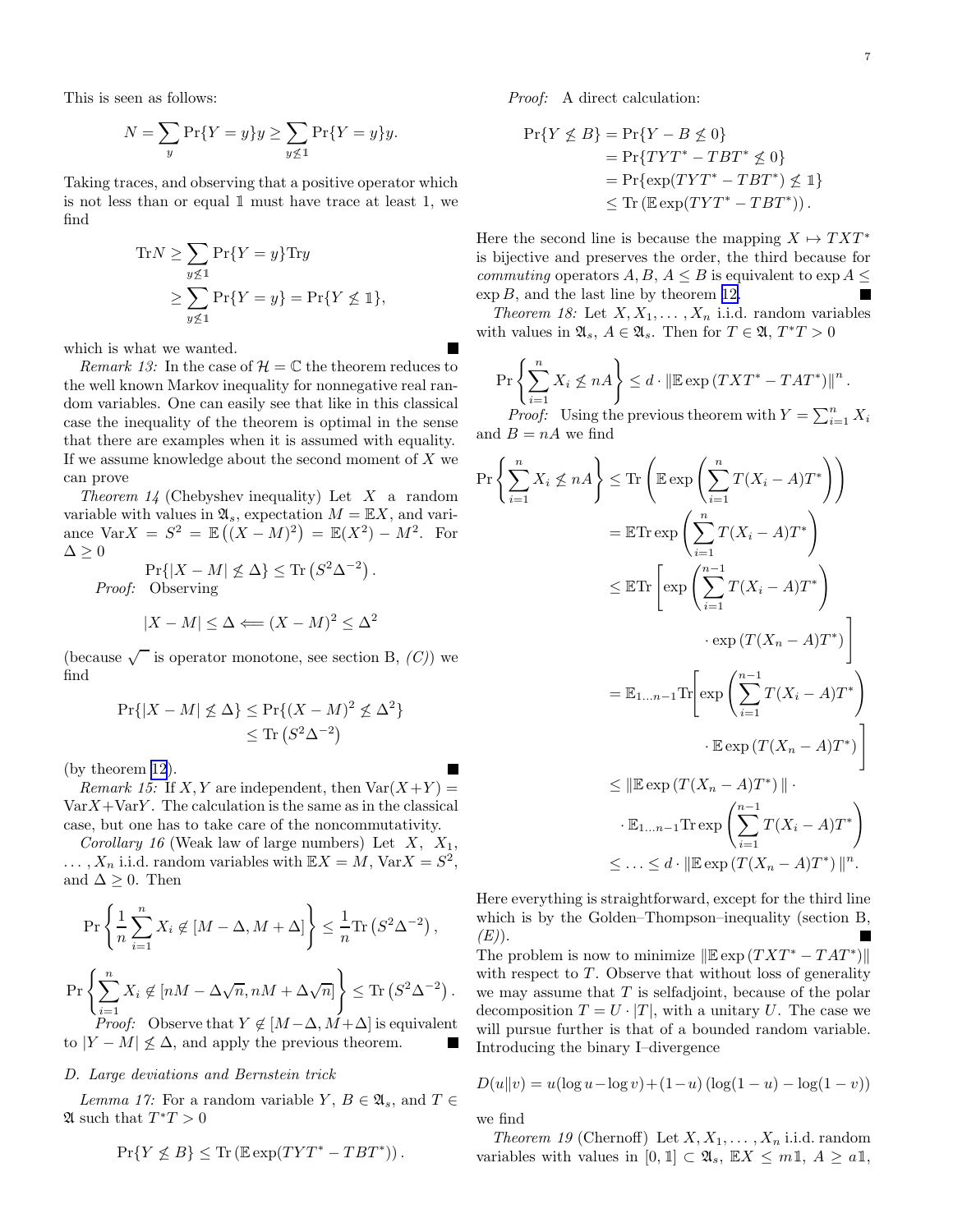This is seen as follows:

$$N = \sum_y \Pr\{Y = y\} y \geq \sum_{y \not\leq \mathbb{1}} \Pr\{Y = y\} y.$$

Taking traces, and observing that a positive operator which is not less than or equal $\mathbb{1}$ must have trace at least 1, we find

$$\begin{aligned}
\mathrm{Tr} N &\geq \sum_{y \not\leq \mathbb{1}} \Pr\{Y = y\} \mathrm{Tr} y \\
&\geq \sum_{y \not\leq \mathbb{1}} \Pr\{Y = y\} = \Pr\{Y \not\leq \mathbb{1}\},
\end{aligned}$$

which is what we wanted. ∎

*Remark 13:* In the case of $\mathcal{H} = \mathbb{C}$ the theorem reduces to the well known Markov inequality for nonnegative real random variables. One can easily see that like in this classical case the inequality of the theorem is optimal in the sense that there are examples when it is assumed with equality. If we assume knowledge about the second moment of $X$ we can prove

*Theorem 14* (Chebyshev inequality) Let $X$ a random variable with values in $\mathfrak{A}_s$, expectation $M = \mathbb{E}X$, and variance $\mathrm{Var}X = S^2 = \mathbb{E}\left((X - M)^2\right) = \mathbb{E}(X^2) - M^2$. For $\Delta \geq 0$

$$\Pr\{|X - M| \not\leq \Delta\} \leq \mathrm{Tr}\left(S^2 \Delta^{-2}\right).$$

*Proof:* Observing

$$|X - M| \leq \Delta \Longleftarrow (X - M)^2 \leq \Delta^2$$

(because $\sqrt{\phantom{x}}$ is operator monotone, see section B, *(C)*) we find

$$\begin{aligned}
\Pr\{|X - M| \not\leq \Delta\} &\leq \Pr\{(X - M)^2 \not\leq \Delta^2\} \\
&\leq \mathrm{Tr}\left(S^2 \Delta^{-2}\right)
\end{aligned}$$

(by theorem 12). ∎

*Remark 15:* If $X, Y$ are independent, then $\mathrm{Var}(X+Y) = \mathrm{Var}X + \mathrm{Var}Y$. The calculation is the same as in the classical case, but one has to take care of the noncommutativity.

*Corollary 16* (Weak law of large numbers) Let $X$, $X_1$, $\ldots, X_n$ i.i.d. random variables with $\mathbb{E}X = M$, $\mathrm{Var}X = S^2$, and $\Delta \geq 0$. Then

$$\Pr\left\{\frac{1}{n}\sum_{i=1}^n X_i \notin [M - \Delta, M + \Delta]\right\} \leq \frac{1}{n}\mathrm{Tr}\left(S^2 \Delta^{-2}\right),$$

$$\Pr\left\{\sum_{i=1}^n X_i \notin [nM - \Delta\sqrt{n}, nM + \Delta\sqrt{n}]\right\} \leq \mathrm{Tr}\left(S^2 \Delta^{-2}\right).$$

*Proof:* Observe that $Y \notin [M - \Delta, M + \Delta]$ is equivalent to $|Y - M| \not\leq \Delta$, and apply the previous theorem. ∎

### D. Large deviations and Bernstein trick

*Lemma 17:* For a random variable $Y$, $B \in \mathfrak{A}_s$, and $T \in \mathfrak{A}$ such that $T^*T > 0$

$$\Pr\{Y \not\leq B\} \leq \mathrm{Tr}\left(\mathbb{E}\exp(TYT^* - TBT^*)\right).$$

*Proof:* A direct calculation:

$$\begin{aligned}
\Pr\{Y \not\leq B\} &= \Pr\{Y - B \not\leq 0\} \\
&= \Pr\{TYT^* - TBT^* \not\leq 0\} \\
&= \Pr\{\exp(TYT^* - TBT^*) \not\leq \mathbb{1}\} \\
&\leq \mathrm{Tr}\left(\mathbb{E}\exp(TYT^* - TBT^*)\right).
\end{aligned}$$

Here the second line is because the mapping $X \mapsto TXT^*$ is bijective and preserves the order, the third because for *commuting* operators $A, B$, $A \leq B$ is equivalent to $\exp A \leq \exp B$, and the last line by theorem 12. ∎

*Theorem 18:* Let $X, X_1, \ldots, X_n$ i.i.d. random variables with values in $\mathfrak{A}_s$, $A \in \mathfrak{A}_s$. Then for $T \in \mathfrak{A}$, $T^*T > 0$

$$\Pr\left\{\sum_{i=1}^n X_i \not\leq nA\right\} \leq d \cdot \left\|\mathbb{E}\exp\left(TXT^* - TAT^*\right)\right\|^n.$$

*Proof:* Using the previous theorem with $Y = \sum_{i=1}^n X_i$ and $B = nA$ we find

$$\begin{aligned}
\Pr\left\{\sum_{i=1}^n X_i \not\leq nA\right\} &\leq \mathrm{Tr}\left(\mathbb{E}\exp\left(\sum_{i=1}^n T(X_i - A)T^*\right)\right) \\
&= \mathbb{E}\mathrm{Tr}\exp\left(\sum_{i=1}^n T(X_i - A)T^*\right) \\
&\leq \mathbb{E}\mathrm{Tr}\left[\exp\left(\sum_{i=1}^{n-1} T(X_i - A)T^*\right) \cdot \exp\left(T(X_n - A)T^*\right)\right] \\
&= \mathbb{E}_{1\ldots n-1}\mathrm{Tr}\left[\exp\left(\sum_{i=1}^{n-1} T(X_i - A)T^*\right) \cdot \mathbb{E}\exp\left(T(X_n - A)T^*\right)\right] \\
&\leq \left\|\mathbb{E}\exp\left(T(X_n - A)T^*\right)\right\| \cdot \mathbb{E}_{1\ldots n-1}\mathrm{Tr}\exp\left(\sum_{i=1}^{n-1} T(X_i - A)T^*\right) \\
&\leq \ldots \leq d \cdot \left\|\mathbb{E}\exp\left(T(X_n - A)T^*\right)\right\|^n.
\end{aligned}$$

Here everything is straightforward, except for the third line which is by the Golden–Thompson–inequality (section B, *(E)*). ∎

The problem is now to minimize $\|\mathbb{E}\exp\left(TXT^* - TAT^*\right)\|$ with respect to $T$. Observe that without loss of generality we may assume that $T$ is selfadjoint, because of the polar decomposition $T = U \cdot |T|$, with a unitary $U$. The case we will pursue further is that of a bounded random variable. Introducing the binary I–divergence

$$D(u\|v) = u(\log u - \log v) + (1 - u)\left(\log(1 - u) - \log(1 - v)\right)$$

we find

*Theorem 19* (Chernoff) Let $X, X_1, \ldots, X_n$ i.i.d. random variables with values in $[0, \mathbb{1}] \subset \mathfrak{A}_s$, $\mathbb{E}X \leq m\mathbb{1}$, $A \geq a\mathbb{1}$,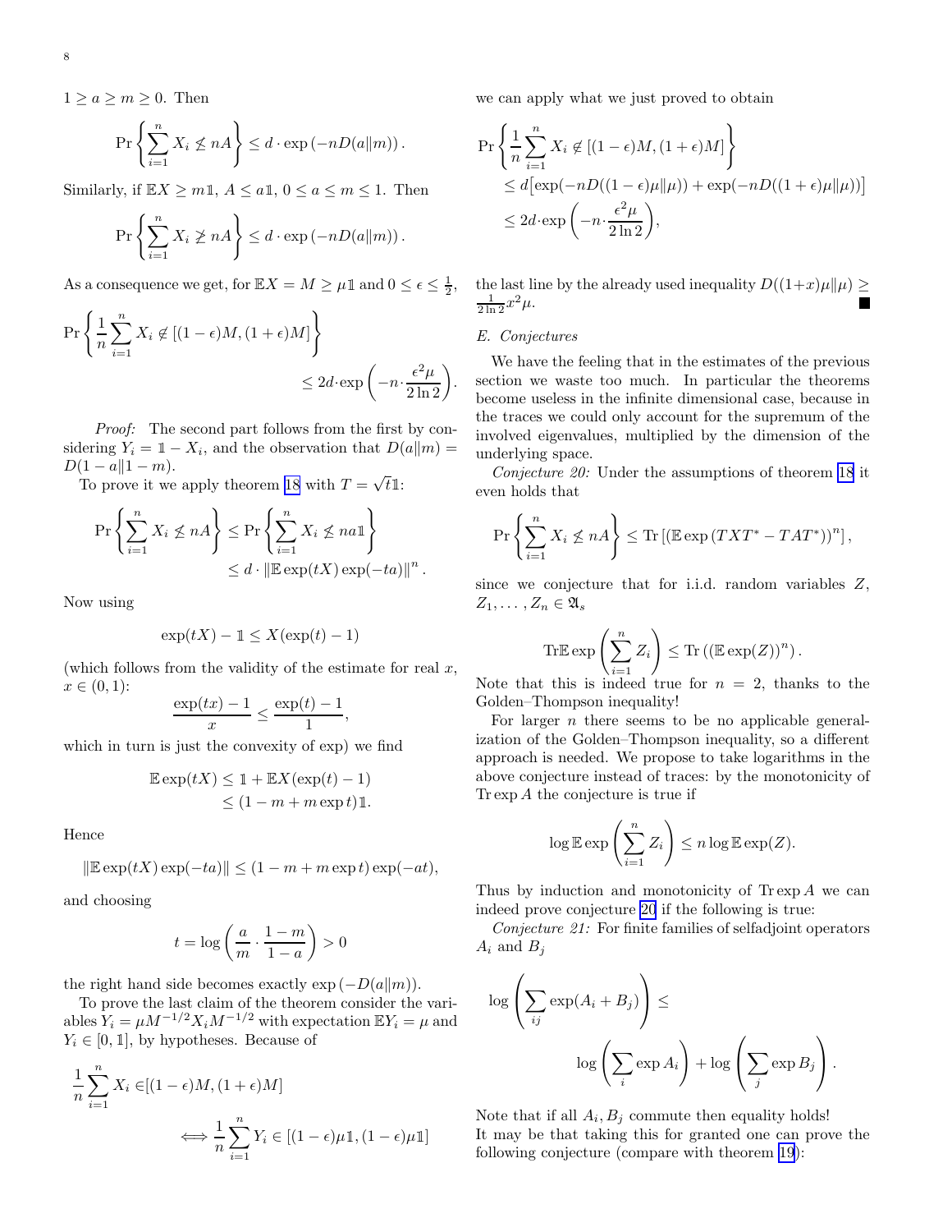$1 \geq a \geq m \geq 0$. Then

$$\Pr\left\{\sum_{i=1}^n X_i \not\leq nA\right\} \leq d \cdot \exp\left(-nD(a\|m)\right).$$

Similarly, if $\mathbb{E}X \geq m\mathbb{1}$, $A \leq a\mathbb{1}$, $0 \leq a \leq m \leq 1$. Then

$$\Pr\left\{\sum_{i=1}^n X_i \not\geq nA\right\} \leq d \cdot \exp\left(-nD(a\|m)\right).$$

As a consequence we get, for $\mathbb{E}X = M \geq \mu\mathbb{1}$ and $0 \leq \epsilon \leq \frac{1}{2}$,

$$\Pr\left\{\frac{1}{n}\sum_{i=1}^n X_i \not\in [(1-\epsilon)M, (1+\epsilon)M]\right\} \leq 2d \cdot \exp\left(-n \cdot \frac{\epsilon^2 \mu}{2\ln 2}\right).$$

*Proof:* The second part follows from the first by considering $Y_i = \mathbb{1} - X_i$, and the observation that $D(a\|m) = D(1-a\|1-m)$.

To prove it we apply theorem 18 with $T = \sqrt{t}\mathbb{1}$:

$$\begin{aligned}\Pr\left\{\sum_{i=1}^n X_i \not\leq nA\right\} &\leq \Pr\left\{\sum_{i=1}^n X_i \not\leq na\mathbb{1}\right\} \\ &\leq d \cdot \|\mathbb{E}\exp(tX)\exp(-ta)\|^n.\end{aligned}$$

Now using

$$\exp(tX) - \mathbb{1} \leq X(\exp(t) - 1)$$

(which follows from the validity of the estimate for real $x$, $x \in (0,1)$:

$$\frac{\exp(tx) - 1}{x} \leq \frac{\exp(t) - 1}{1},$$

which in turn is just the convexity of exp) we find

$$\begin{aligned}\mathbb{E}\exp(tX) &\leq \mathbb{1} + \mathbb{E}X(\exp(t) - 1) \\ &\leq (1 - m + m\exp t)\mathbb{1}.\end{aligned}$$

Hence

$$\|\mathbb{E}\exp(tX)\exp(-ta)\| \leq (1 - m + m\exp t)\exp(-at),$$

and choosing

$$t = \log\left(\frac{a}{m} \cdot \frac{1-m}{1-a}\right) > 0$$

the right hand side becomes exactly $\exp\left(-D(a\|m)\right)$.

To prove the last claim of the theorem consider the variables $Y_i = \mu M^{-1/2} X_i M^{-1/2}$ with expectation $\mathbb{E}Y_i = \mu$ and $Y_i \in [0, \mathbb{1}]$, by hypotheses. Because of

$$\begin{aligned}\frac{1}{n}\sum_{i=1}^n X_i \in &[(1-\epsilon)M, (1+\epsilon)M] \\ &\iff \frac{1}{n}\sum_{i=1}^n Y_i \in [(1-\epsilon)\mu\mathbb{1}, (1-\epsilon)\mu\mathbb{1}]\end{aligned}$$

we can apply what we just proved to obtain

$$\begin{aligned}&\Pr\left\{\frac{1}{n}\sum_{i=1}^n X_i \not\in [(1-\epsilon)M, (1+\epsilon)M]\right\} \\ &\quad\leq d\big[\exp(-nD((1-\epsilon)\mu\|\mu)) + \exp(-nD((1+\epsilon)\mu\|\mu))\big] \\ &\quad\leq 2d \cdot \exp\left(-n \cdot \frac{\epsilon^2 \mu}{2\ln 2}\right),\end{aligned}$$

the last line by the already used inequality $D((1+x)\mu\|\mu) \geq \frac{1}{2\ln 2}x^2\mu$. ∎

### E. Conjectures

We have the feeling that in the estimates of the previous section we waste too much. In particular the theorems become useless in the infinite dimensional case, because in the traces we could only account for the supremum of the involved eigenvalues, multiplied by the dimension of the underlying space.

*Conjecture 20:* Under the assumptions of theorem 18 it even holds that

$$\Pr\left\{\sum_{i=1}^n X_i \not\leq nA\right\} \leq \mathrm{Tr}\left[\left(\mathbb{E}\exp\left(TXT^* - TAT^*\right)\right)^n\right],$$

since we conjecture that for i.i.d. random variables $Z$, $Z_1, \ldots, Z_n \in \mathfrak{A}_s$

$$\mathrm{Tr}\mathbb{E}\exp\left(\sum_{i=1}^n Z_i\right) \leq \mathrm{Tr}\left((\mathbb{E}\exp(Z))^n\right).$$

Note that this is indeed true for $n = 2$, thanks to the Golden–Thompson inequality!

For larger $n$ there seems to be no applicable generalization of the Golden–Thompson inequality, so a different approach is needed. We propose to take logarithms in the above conjecture instead of traces: by the monotonicity of $\mathrm{Tr}\exp A$ the conjecture is true if

$$\log\mathbb{E}\exp\left(\sum_{i=1}^n Z_i\right) \leq n\log\mathbb{E}\exp(Z).$$

Thus by induction and monotonicity of $\mathrm{Tr}\exp A$ we can indeed prove conjecture 20 if the following is true:

*Conjecture 21:* For finite families of selfadjoint operators $A_i$ and $B_j$

$$\log\left(\sum_{ij}\exp(A_i + B_j)\right) \leq \log\left(\sum_i \exp A_i\right) + \log\left(\sum_j \exp B_j\right).$$

Note that if all $A_i, B_j$ commute then equality holds!
It may be that taking this for granted one can prove the following conjecture (compare with theorem 19):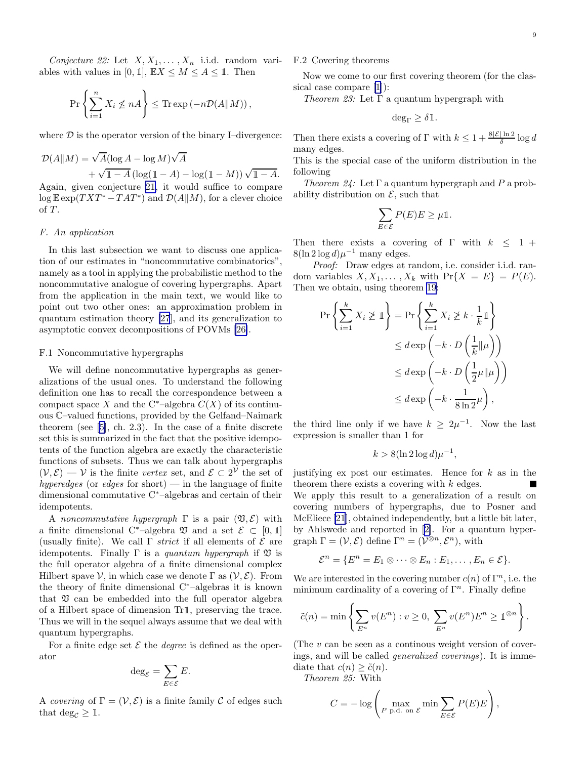*Conjecture 22:* Let $X, X_1, \dots, X_n$ i.i.d. random variables with values in $[0, \mathbb{1}]$, $\mathbb{E}X \leq M \leq A \leq \mathbb{1}$. Then

$$\Pr\left\{\sum_{i=1}^{n} X_i \not\leq nA\right\} \leq \operatorname{Tr}\exp\left(-n\mathcal{D}(A\|M)\right),$$

where $\mathcal{D}$ is the operator version of the binary I–divergence:

$$\mathcal{D}(A\|M) = \sqrt{A}(\log A - \log M)\sqrt{A} + \sqrt{\mathbb{1}-A}\left(\log(\mathbb{1}-A) - \log(\mathbb{1}-M)\right)\sqrt{\mathbb{1}-A}.$$

Again, given conjecture 21, it would suffice to compare $\log \mathbb{E}\exp(TXT^* - TAT^*)$ and $\mathcal{D}(A\|M)$, for a clever choice of $T$.

## F. An application

In this last subsection we want to discuss one application of our estimates in "noncommutative combinatorics", namely as a tool in applying the probabilistic method to the noncommutative analogue of covering hypergraphs. Apart from the application in the main text, we would like to point out two other ones: an approximation problem in quantum estimation theory [27], and its generalization to asymptotic convex decompositions of POVMs [26].

### F.1 Noncommutative hypergraphs

We will define noncommutative hypergraphs as generalizations of the usual ones. To understand the following definition one has to recall the correspondence between a compact space $X$ and the C$^*$–algebra $C(X)$ of its continuous $\mathbb{C}$–valued functions, provided by the Gelfand–Naimark theorem (see [5], ch. 2.3). In the case of a finite discrete set this is summarized in the fact that the positive idempotents of the function algebra are exactly the characteristic functions of subsets. Thus we can talk about hypergraphs $(\mathcal{V}, \mathcal{E})$ — $\mathcal{V}$ is the finite *vertex* set, and $\mathcal{E} \subset 2^{\mathcal{V}}$ the set of *hyperedges* (or *edges* for short) — in the language of finite dimensional commutative C$^*$–algebras and certain of their idempotents.

A *noncommutative hypergraph* $\Gamma$ is a pair $(\mathfrak{V}, \mathcal{E})$ with a finite dimensional C$^*$–algebra $\mathfrak{V}$ and a set $\mathcal{E} \subset [0, \mathbb{1}]$ (usually finite). We call $\Gamma$ *strict* if all elements of $\mathcal{E}$ are idempotents. Finally $\Gamma$ is a *quantum hypergraph* if $\mathfrak{V}$ is the full operator algebra of a finite dimensional complex Hilbert spave $\mathcal{V}$, in which case we denote $\Gamma$ as $(\mathcal{V}, \mathcal{E})$. From the theory of finite dimensional C$^*$–algebras it is known that $\mathfrak{V}$ can be embedded into the full operator algebra of a Hilbert space of dimension $\operatorname{Tr}\mathbb{1}$, preserving the trace. Thus we will in the sequel always assume that we deal with quantum hypergraphs.

For a finite edge set $\mathcal{E}$ the *degree* is defined as the operator

$$\deg_{\mathcal{E}} = \sum_{E\in\mathcal{E}} E.$$

A *covering* of $\Gamma = (\mathcal{V}, \mathcal{E})$ is a finite family $\mathcal{C}$ of edges such that $\deg_{\mathcal{C}} \geq \mathbb{1}$.

### F.2 Covering theorems

Now we come to our first covering theorem (for the classical case compare [1]):

*Theorem 23:* Let $\Gamma$ a quantum hypergraph with

$$\deg_\Gamma \geq \delta\mathbb{1}.$$

Then there exists a covering of $\Gamma$ with $k \leq 1 + \frac{8|\mathcal{E}|\ln 2}{\delta}\log d$ many edges.

This is the special case of the uniform distribution in the following

*Theorem 24:* Let $\Gamma$ a quantum hypergraph and $P$ a probability distribution on $\mathcal{E}$, such that

$$\sum_{E\in\mathcal{E}} P(E)E \geq \mu\mathbb{1}.$$

Then there exists a covering of $\Gamma$ with $k \leq 1 + 8(\ln 2\log d)\mu^{-1}$ many edges.

*Proof:* Draw edges at random, i.e. consider i.i.d. random variables $X, X_1, \dots, X_k$ with $\Pr\{X = E\} = P(E)$. Then we obtain, using theorem 19:

$$\begin{aligned}
\Pr\left\{\sum_{i=1}^{k} X_i \not\geq \mathbb{1}\right\} &= \Pr\left\{\sum_{i=1}^{k} X_i \not\geq k\cdot\frac{1}{k}\mathbb{1}\right\} \\
&\leq d\exp\left(-k\cdot D\left(\frac{1}{k}\|\mu\right)\right) \\
&\leq d\exp\left(-k\cdot D\left(\frac{1}{2}\mu\|\mu\right)\right) \\
&\leq d\exp\left(-k\cdot\frac{1}{8\ln 2}\mu\right),
\end{aligned}$$

the third line only if we have $k \geq 2\mu^{-1}$. Now the last expression is smaller than 1 for

$$k > 8(\ln 2\log d)\mu^{-1},$$

justifying ex post our estimates. Hence for $k$ as in the theorem there exists a covering with $k$ edges. ∎

We apply this result to a generalization of a result on covering numbers of hypergraphs, due to Posner and McEliece [21], obtained independently, but a little bit later, by Ahlswede and reported in [2]. For a quantum hypergraph $\Gamma = (\mathcal{V}, \mathcal{E})$ define $\Gamma^n = (\mathcal{V}^{\otimes n}, \mathcal{E}^n)$, with

$$\mathcal{E}^n = \{E^n = E_1 \otimes \cdots \otimes E_n : E_1, \dots, E_n \in \mathcal{E}\}.$$

We are interested in the covering number $c(n)$ of $\Gamma^n$, i.e. the minimum cardinality of a covering of $\Gamma^n$. Finally define

$$\tilde{c}(n) = \min\left\{\sum_{E^n} v(E^n) : v \geq 0,\ \sum_{E^n} v(E^n)E^n \geq \mathbb{1}^{\otimes n}\right\}.$$

(The $v$ can be seen as a continous weight version of coverings, and will be called *generalized coverings*). It is immediate that $c(n) \geq \tilde{c}(n)$.

*Theorem 25:* With

$$C = -\log\left(\max_{P\text{ p.d. on }\mathcal{E}} \min \sum_{E\in\mathcal{E}} P(E)E\right),$$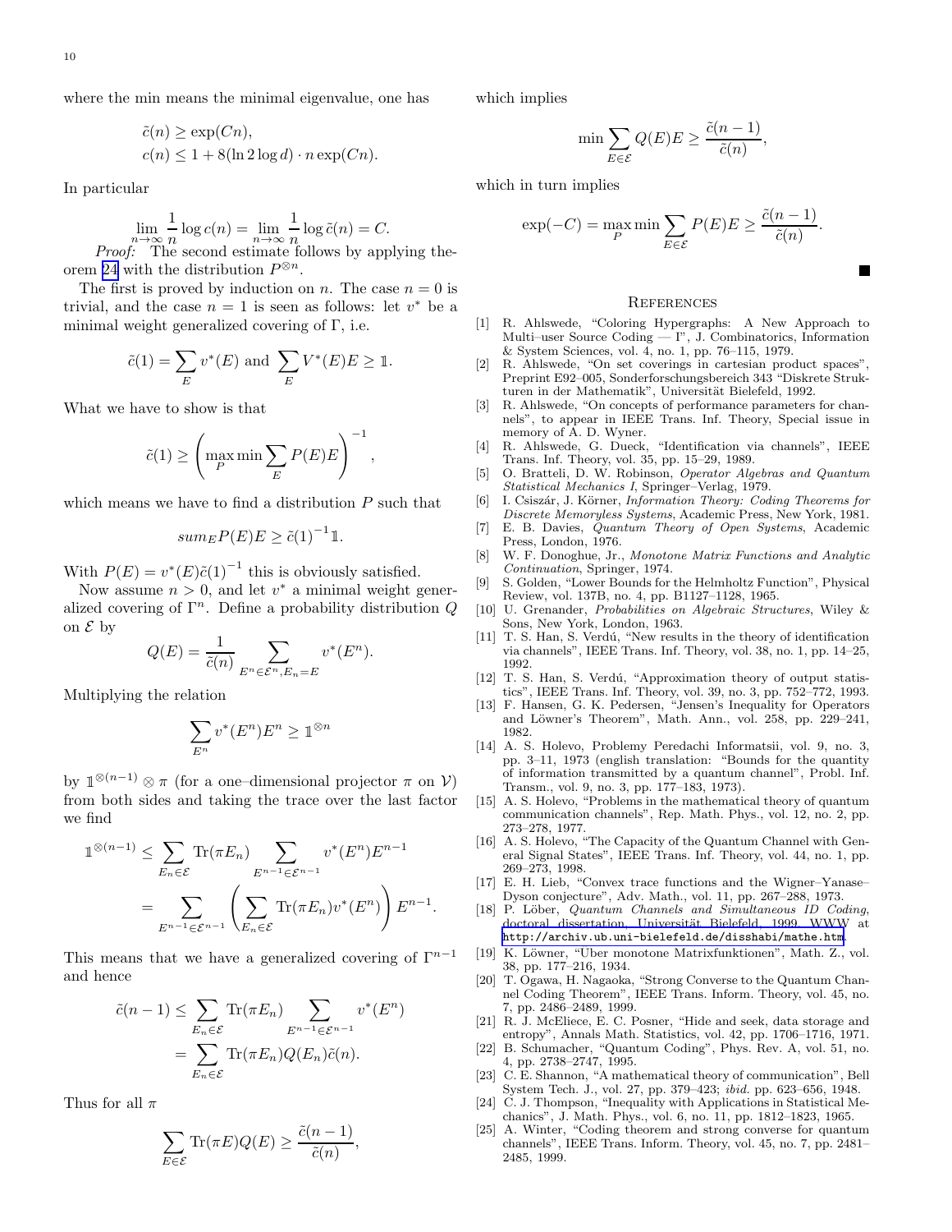where the min means the minimal eigenvalue, one has

$$\tilde{c}(n) \geq \exp(Cn),$$
$$c(n) \leq 1 + 8(\ln 2 \log d) \cdot n \exp(Cn).$$

In particular

$$\lim_{n\to\infty} \frac{1}{n} \log c(n) = \lim_{n\to\infty} \frac{1}{n} \log \tilde{c}(n) = C.$$

*Proof:* The second estimate follows by applying theorem 24 with the distribution $P^{\otimes n}$.

The first is proved by induction on $n$. The case $n = 0$ is trivial, and the case $n = 1$ is seen as follows: let $v^*$ be a minimal weight generalized covering of $\Gamma$, i.e.

$$\tilde{c}(1) = \sum_E v^*(E) \text{ and } \sum_E V^*(E)E \geq \mathbb{1}.$$

What we have to show is that

$$\tilde{c}(1) \geq \left( \max_P \min \sum_E P(E)E \right)^{-1},$$

which means we have to find a distribution $P$ such that

$$sum_E P(E)E \geq \tilde{c}(1)^{-1}\mathbb{1}.$$

With $P(E) = v^*(E)\tilde{c}(1)^{-1}$ this is obviously satisfied.

Now assume $n > 0$, and let $v^*$ a minimal weight generalized covering of $\Gamma^n$. Define a probability distribution $Q$ on $\mathcal{E}$ by

$$Q(E) = \frac{1}{\tilde{c}(n)} \sum_{E^n \in \mathcal{E}^n, E_n = E} v^*(E^n).$$

Multiplying the relation

$$\sum_{E^n} v^*(E^n)E^n \geq \mathbb{1}^{\otimes n}$$

by $\mathbb{1}^{\otimes(n-1)} \otimes \pi$ (for a one–dimensional projector $\pi$ on $\mathcal{V}$) from both sides and taking the trace over the last factor we find

$$\begin{aligned}
\mathbb{1}^{\otimes(n-1)} &\leq \sum_{E_n \in \mathcal{E}} \mathrm{Tr}(\pi E_n) \sum_{E^{n-1} \in \mathcal{E}^{n-1}} v^*(E^n)E^{n-1} \\
&= \sum_{E^{n-1} \in \mathcal{E}^{n-1}} \left( \sum_{E_n \in \mathcal{E}} \mathrm{Tr}(\pi E_n) v^*(E^n) \right) E^{n-1}.
\end{aligned}$$

This means that we have a generalized covering of $\Gamma^{n-1}$ and hence

$$\begin{aligned}
\tilde{c}(n-1) &\leq \sum_{E_n \in \mathcal{E}} \mathrm{Tr}(\pi E_n) \sum_{E^{n-1} \in \mathcal{E}^{n-1}} v^*(E^n) \\
&= \sum_{E_n \in \mathcal{E}} \mathrm{Tr}(\pi E_n) Q(E_n) \tilde{c}(n).
\end{aligned}$$

Thus for all $\pi$

$$\sum_{E \in \mathcal{E}} \mathrm{Tr}(\pi E) Q(E) \geq \frac{\tilde{c}(n-1)}{\tilde{c}(n)},$$

which implies

$$\min \sum_{E \in \mathcal{E}} Q(E)E \geq \frac{\tilde{c}(n-1)}{\tilde{c}(n)},$$

which in turn implies

$$\exp(-C) = \max_P \min \sum_{E \in \mathcal{E}} P(E)E \geq \frac{\tilde{c}(n-1)}{\tilde{c}(n)}.$$

■

## References

[1] R. Ahlswede, "Coloring Hypergraphs: A New Approach to Multi–user Source Coding — I", J. Combinatorics, Information & System Sciences, vol. 4, no. 1, pp. 76–115, 1979.

[2] R. Ahlswede, "On set coverings in cartesian product spaces", Preprint E92–005, Sonderforschungsbereich 343 "Diskrete Strukturen in der Mathematik", Universität Bielefeld, 1992.

[3] R. Ahlswede, "On concepts of performance parameters for channels", to appear in IEEE Trans. Inf. Theory, Special issue in memory of A. D. Wyner.

[4] R. Ahlswede, G. Dueck, "Identification via channels", IEEE Trans. Inf. Theory, vol. 35, pp. 15–29, 1989.

[5] O. Bratteli, D. W. Robinson, *Operator Algebras and Quantum Statistical Mechanics I*, Springer–Verlag, 1979.

[6] I. Csiszár, J. Körner, *Information Theory: Coding Theorems for Discrete Memoryless Systems*, Academic Press, New York, 1981.

[7] E. B. Davies, *Quantum Theory of Open Systems*, Academic Press, London, 1976.

[8] W. F. Donoghue, Jr., *Monotone Matrix Functions and Analytic Continuation*, Springer, 1974.

[9] S. Golden, "Lower Bounds for the Helmholtz Function", Physical Review, vol. 137B, no. 4, pp. B1127–1128, 1965.

[10] U. Grenander, *Probabilities on Algebraic Structures*, Wiley & Sons, New York, London, 1963.

[11] T. S. Han, S. Verdú, "New results in the theory of identification via channels", IEEE Trans. Inf. Theory, vol. 38, no. 1, pp. 14–25, 1992.

[12] T. S. Han, S. Verdú, "Approximation theory of output statistics", IEEE Trans. Inf. Theory, vol. 39, no. 3, pp. 752–772, 1993.

[13] F. Hansen, G. K. Pedersen, "Jensen's Inequality for Operators and Löwner's Theorem", Math. Ann., vol. 258, pp. 229–241, 1982.

[14] A. S. Holevo, Problemy Peredaci Informatsii, vol. 9, no. 3, pp. 3–11, 1973 (english translation: "Bounds for the quantity of information transmitted by a quantum channel", Probl. Inf. Transm., vol. 9, no. 3, pp. 177–183, 1973).

[15] A. S. Holevo, "Problems in the mathematical theory of quantum communication channels", Rep. Math. Phys., vol. 12, no. 2, pp. 273–278, 1977.

[16] A. S. Holevo, "The Capacity of the Quantum Channel with General Signal States", IEEE Trans. Inf. Theory, vol. 44, no. 1, pp. 269–273, 1998.

[17] E. H. Lieb, "Convex trace functions and the Wigner–Yanase–Dyson conjecture", Adv. Math., vol. 11, pp. 267–288, 1973.

[18] P. Löber, *Quantum Channels and Simultaneous ID Coding*, doctoral dissertation, Universität Bielefeld, 1999. WWW at http://archiv.ub.uni-bielefeld.de/disshabi/mathe.htm.

[19] K. Löwner, "Über monotone Matrixfunktionen", Math. Z., vol. 38, pp. 177–216, 1934.

[20] T. Ogawa, H. Nagaoka, "Strong Converse to the Quantum Channel Coding Theorem", IEEE Trans. Inform. Theory, vol. 45, no. 7, pp. 2486–2489, 1999.

[21] R. J. McEliece, E. C. Posner, "Hide and seek, data storage and entropy", Annals Math. Statistics, vol. 42, pp. 1706–1716, 1971.

[22] B. Schumacher, "Quantum Coding", Phys. Rev. A, vol. 51, no. 4, pp. 2738–2747, 1995.

[23] C. E. Shannon, "A mathematical theory of communication", Bell System Tech. J., vol. 27, pp. 379–423; *ibid.* pp. 623–656, 1948.

[24] C. J. Thompson, "Inequality with Applications in Statistical Mechanics", J. Math. Phys., vol. 6, no. 11, pp. 1812–1823, 1965.

[25] A. Winter, "Coding theorem and strong converse for quantum channels", IEEE Trans. Inform. Theory, vol. 45, no. 7, pp. 2481–2485, 1999.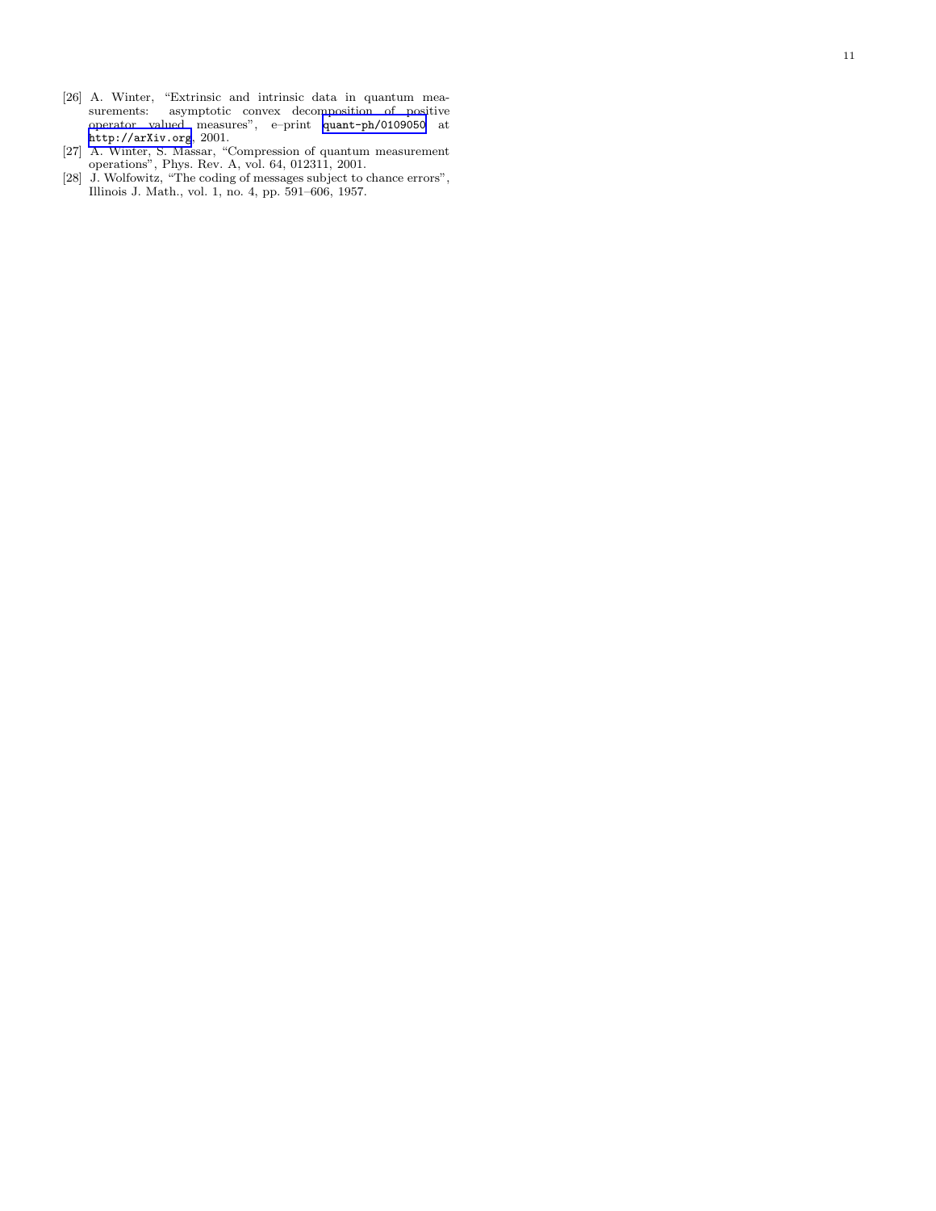[26] A. Winter, "Extrinsic and intrinsic data in quantum measurements: asymptotic convex decomposition of positive operator valued measures", e–print quant-ph/0109050 at http://arXiv.org, 2001.

[27] A. Winter, S. Massar, "Compression of quantum measurement operations", Phys. Rev. A, vol. 64, 012311, 2001.

[28] J. Wolfowitz, "The coding of messages subject to chance errors", Illinois J. Math., vol. 1, no. 4, pp. 591–606, 1957.